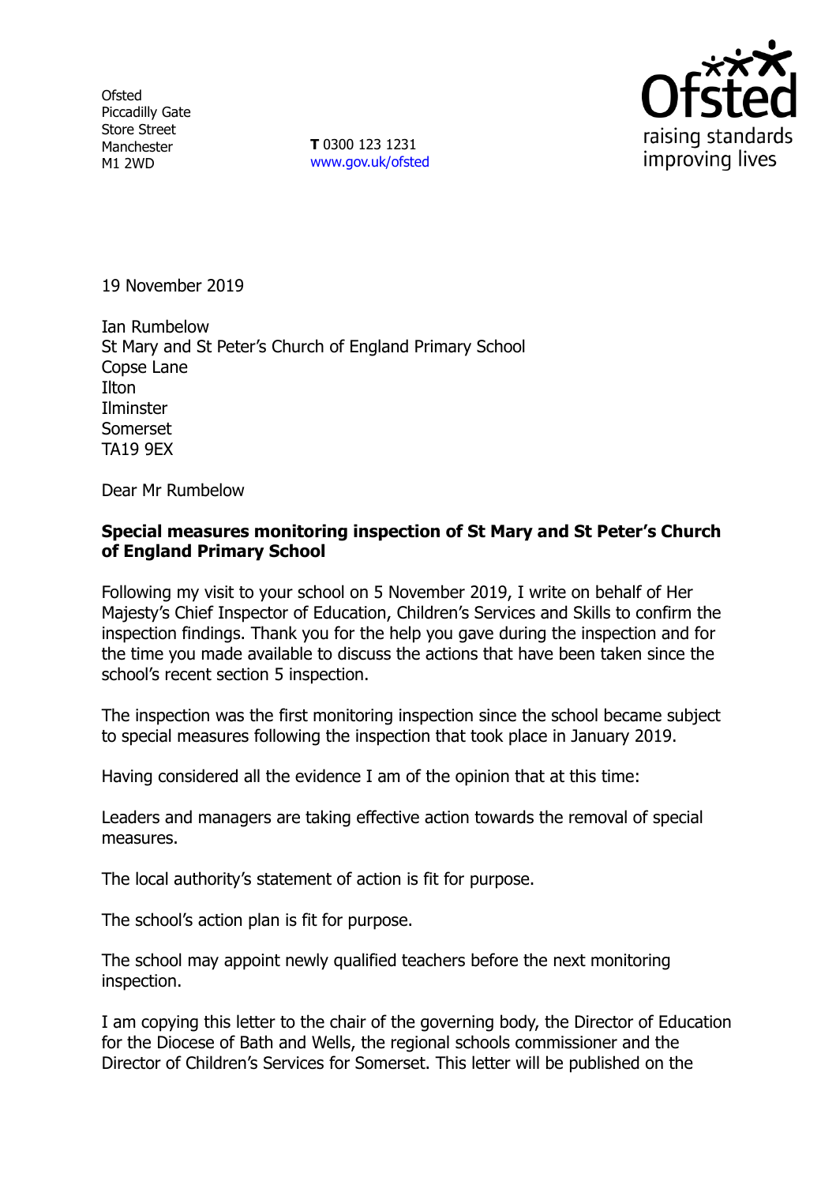Ofsted
Piccadilly Gate
Store Street
Manchester
M1 2WD

**T** 0300 123 1231
www.gov.uk/ofsted

19 November 2019

Ian Rumbelow
St Mary and St Peter's Church of England Primary School
Copse Lane
Ilton
Ilminster
Somerset
TA19 9EX

Dear Mr Rumbelow

**Special measures monitoring inspection of St Mary and St Peter's Church of England Primary School**

Following my visit to your school on 5 November 2019, I write on behalf of Her Majesty's Chief Inspector of Education, Children's Services and Skills to confirm the inspection findings. Thank you for the help you gave during the inspection and for the time you made available to discuss the actions that have been taken since the school's recent section 5 inspection.

The inspection was the first monitoring inspection since the school became subject to special measures following the inspection that took place in January 2019.

Having considered all the evidence I am of the opinion that at this time:

Leaders and managers are taking effective action towards the removal of special measures.

The local authority's statement of action is fit for purpose.

The school's action plan is fit for purpose.

The school may appoint newly qualified teachers before the next monitoring inspection.

I am copying this letter to the chair of the governing body, the Director of Education for the Diocese of Bath and Wells, the regional schools commissioner and the Director of Children's Services for Somerset. This letter will be published on the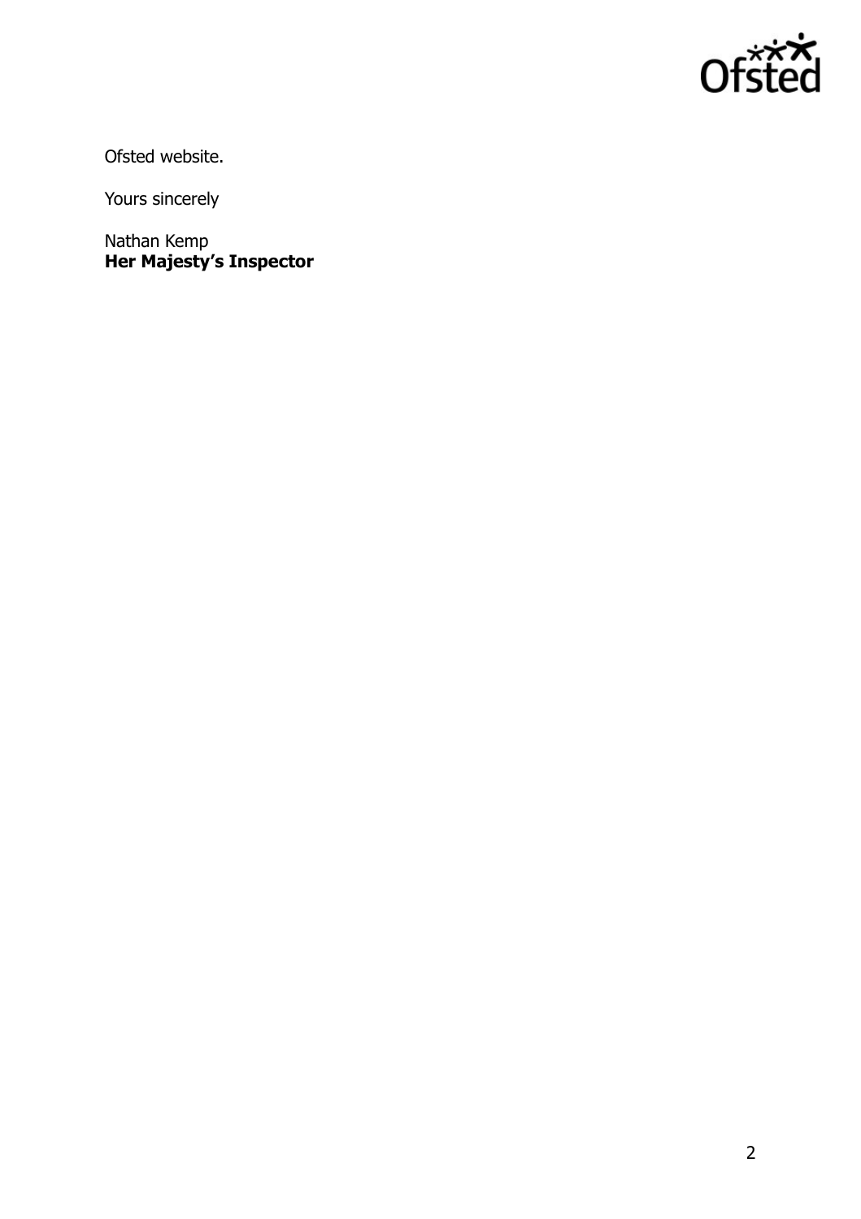Ofsted website.

Yours sincerely

Nathan Kemp
**Her Majesty's Inspector**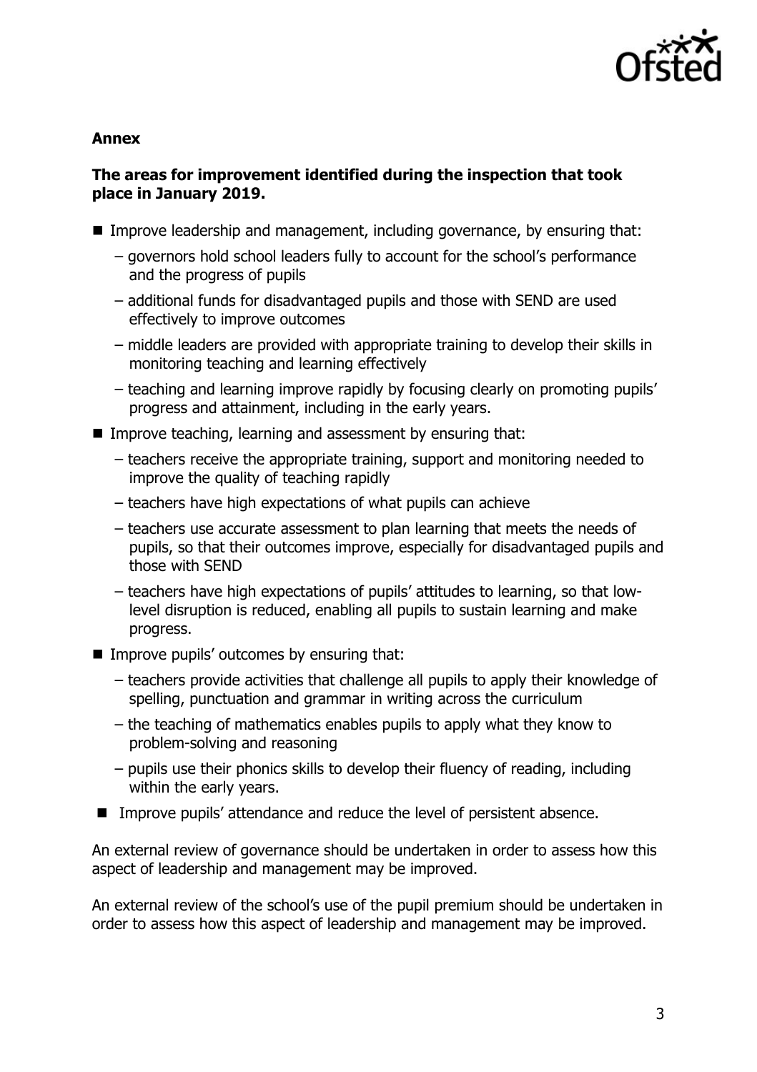**Annex**

**The areas for improvement identified during the inspection that took place in January 2019.**

- Improve leadership and management, including governance, by ensuring that:
  - governors hold school leaders fully to account for the school's performance and the progress of pupils
  - additional funds for disadvantaged pupils and those with SEND are used effectively to improve outcomes
  - middle leaders are provided with appropriate training to develop their skills in monitoring teaching and learning effectively
  - teaching and learning improve rapidly by focusing clearly on promoting pupils' progress and attainment, including in the early years.
- Improve teaching, learning and assessment by ensuring that:
  - teachers receive the appropriate training, support and monitoring needed to improve the quality of teaching rapidly
  - teachers have high expectations of what pupils can achieve
  - teachers use accurate assessment to plan learning that meets the needs of pupils, so that their outcomes improve, especially for disadvantaged pupils and those with SEND
  - teachers have high expectations of pupils' attitudes to learning, so that low-level disruption is reduced, enabling all pupils to sustain learning and make progress.
- Improve pupils' outcomes by ensuring that:
  - teachers provide activities that challenge all pupils to apply their knowledge of spelling, punctuation and grammar in writing across the curriculum
  - the teaching of mathematics enables pupils to apply what they know to problem-solving and reasoning
  - pupils use their phonics skills to develop their fluency of reading, including within the early years.
- Improve pupils' attendance and reduce the level of persistent absence.

An external review of governance should be undertaken in order to assess how this aspect of leadership and management may be improved.

An external review of the school's use of the pupil premium should be undertaken in order to assess how this aspect of leadership and management may be improved.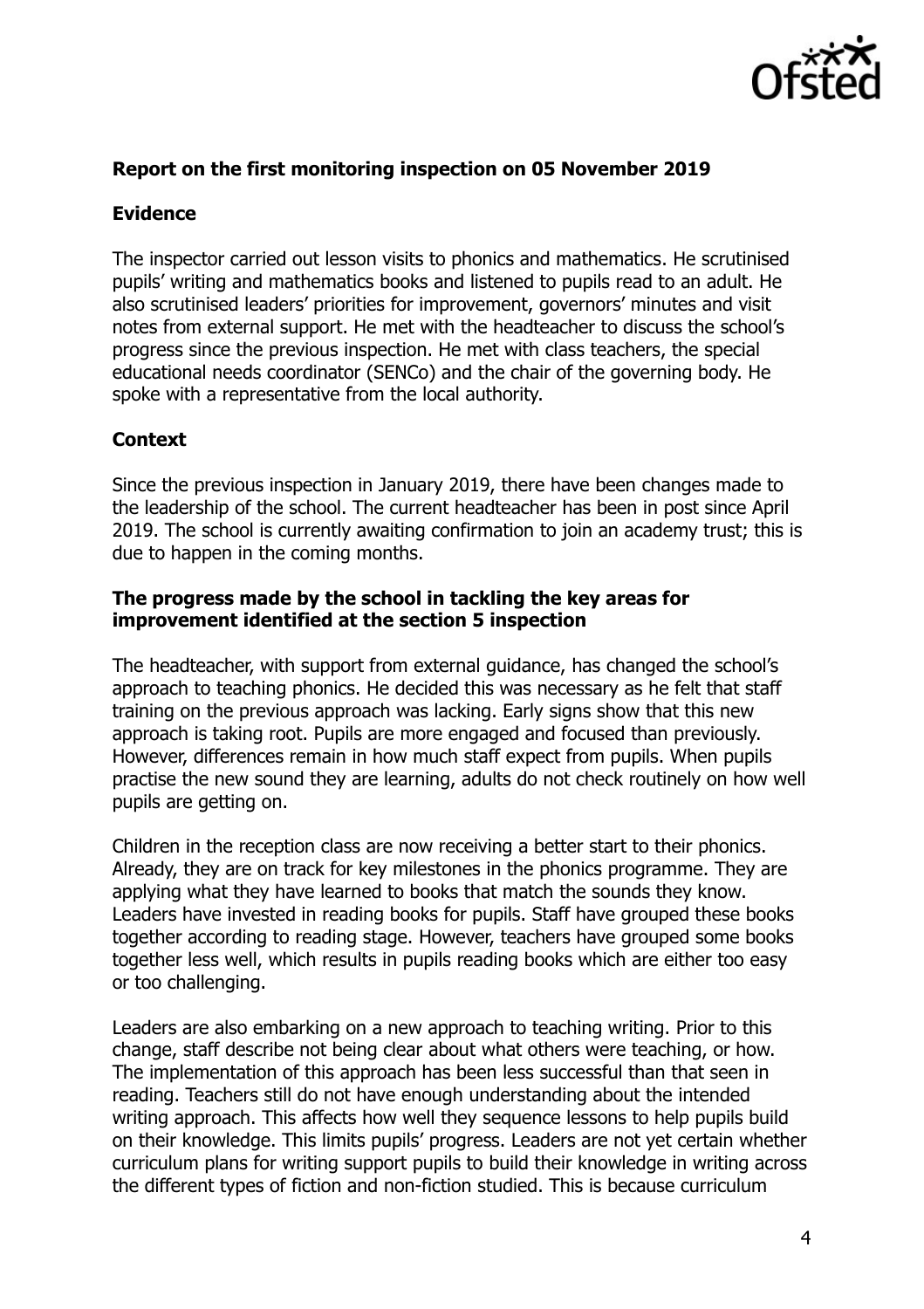**Report on the first monitoring inspection on 05 November 2019**

**Evidence**

The inspector carried out lesson visits to phonics and mathematics. He scrutinised pupils' writing and mathematics books and listened to pupils read to an adult. He also scrutinised leaders' priorities for improvement, governors' minutes and visit notes from external support. He met with the headteacher to discuss the school's progress since the previous inspection. He met with class teachers, the special educational needs coordinator (SENCo) and the chair of the governing body. He spoke with a representative from the local authority.

**Context**

Since the previous inspection in January 2019, there have been changes made to the leadership of the school. The current headteacher has been in post since April 2019. The school is currently awaiting confirmation to join an academy trust; this is due to happen in the coming months.

**The progress made by the school in tackling the key areas for improvement identified at the section 5 inspection**

The headteacher, with support from external guidance, has changed the school's approach to teaching phonics. He decided this was necessary as he felt that staff training on the previous approach was lacking. Early signs show that this new approach is taking root. Pupils are more engaged and focused than previously. However, differences remain in how much staff expect from pupils. When pupils practise the new sound they are learning, adults do not check routinely on how well pupils are getting on.

Children in the reception class are now receiving a better start to their phonics. Already, they are on track for key milestones in the phonics programme. They are applying what they have learned to books that match the sounds they know. Leaders have invested in reading books for pupils. Staff have grouped these books together according to reading stage. However, teachers have grouped some books together less well, which results in pupils reading books which are either too easy or too challenging.

Leaders are also embarking on a new approach to teaching writing. Prior to this change, staff describe not being clear about what others were teaching, or how. The implementation of this approach has been less successful than that seen in reading. Teachers still do not have enough understanding about the intended writing approach. This affects how well they sequence lessons to help pupils build on their knowledge. This limits pupils' progress. Leaders are not yet certain whether curriculum plans for writing support pupils to build their knowledge in writing across the different types of fiction and non-fiction studied. This is because curriculum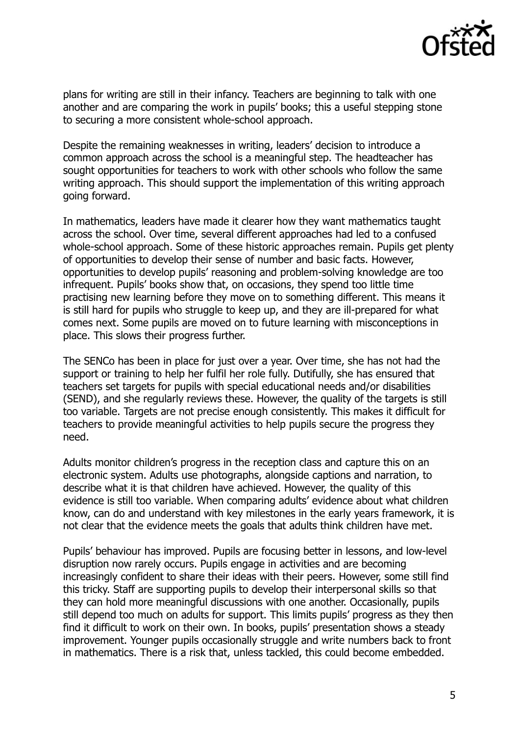plans for writing are still in their infancy. Teachers are beginning to talk with one another and are comparing the work in pupils' books; this a useful stepping stone to securing a more consistent whole-school approach.

Despite the remaining weaknesses in writing, leaders' decision to introduce a common approach across the school is a meaningful step. The headteacher has sought opportunities for teachers to work with other schools who follow the same writing approach. This should support the implementation of this writing approach going forward.

In mathematics, leaders have made it clearer how they want mathematics taught across the school. Over time, several different approaches had led to a confused whole-school approach. Some of these historic approaches remain. Pupils get plenty of opportunities to develop their sense of number and basic facts. However, opportunities to develop pupils' reasoning and problem-solving knowledge are too infrequent. Pupils' books show that, on occasions, they spend too little time practising new learning before they move on to something different. This means it is still hard for pupils who struggle to keep up, and they are ill-prepared for what comes next. Some pupils are moved on to future learning with misconceptions in place. This slows their progress further.

The SENCo has been in place for just over a year. Over time, she has not had the support or training to help her fulfil her role fully. Dutifully, she has ensured that teachers set targets for pupils with special educational needs and/or disabilities (SEND), and she regularly reviews these. However, the quality of the targets is still too variable. Targets are not precise enough consistently. This makes it difficult for teachers to provide meaningful activities to help pupils secure the progress they need.

Adults monitor children's progress in the reception class and capture this on an electronic system. Adults use photographs, alongside captions and narration, to describe what it is that children have achieved. However, the quality of this evidence is still too variable. When comparing adults' evidence about what children know, can do and understand with key milestones in the early years framework, it is not clear that the evidence meets the goals that adults think children have met.

Pupils' behaviour has improved. Pupils are focusing better in lessons, and low-level disruption now rarely occurs. Pupils engage in activities and are becoming increasingly confident to share their ideas with their peers. However, some still find this tricky. Staff are supporting pupils to develop their interpersonal skills so that they can hold more meaningful discussions with one another. Occasionally, pupils still depend too much on adults for support. This limits pupils' progress as they then find it difficult to work on their own. In books, pupils' presentation shows a steady improvement. Younger pupils occasionally struggle and write numbers back to front in mathematics. There is a risk that, unless tackled, this could become embedded.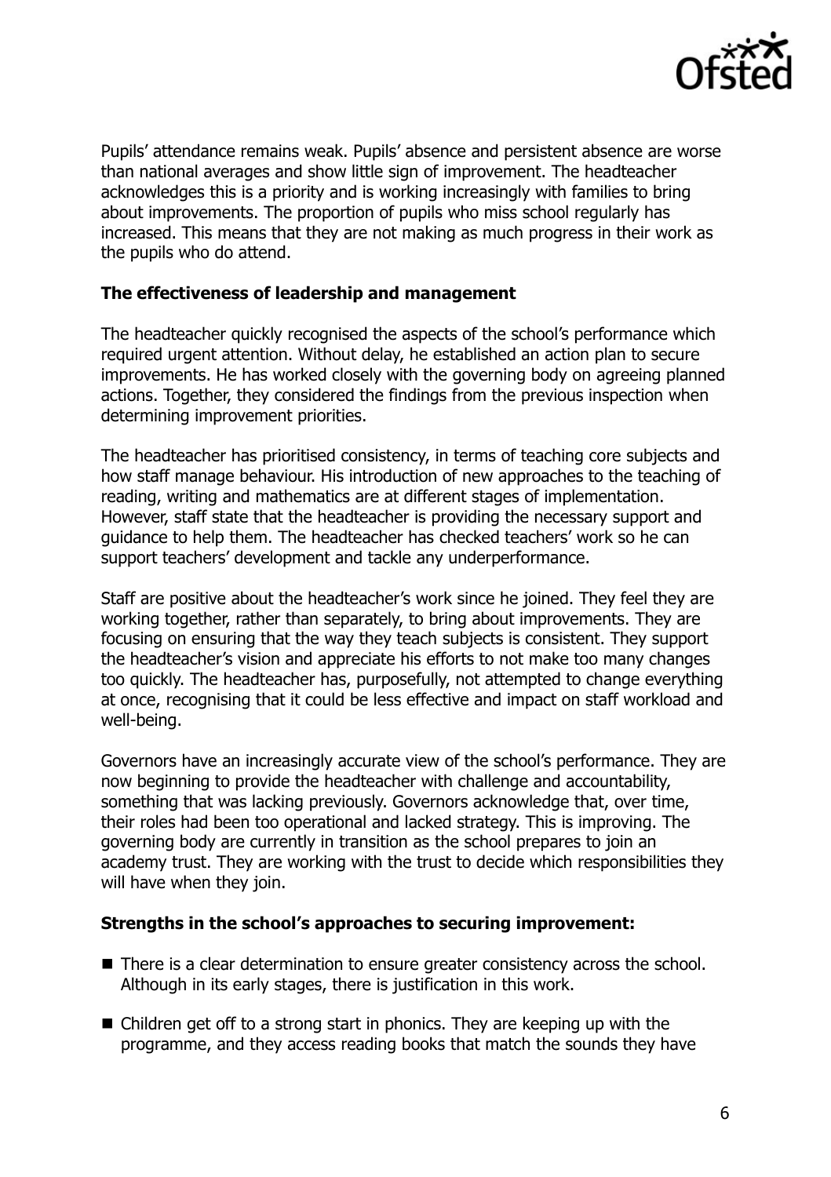Pupils' attendance remains weak. Pupils' absence and persistent absence are worse than national averages and show little sign of improvement. The headteacher acknowledges this is a priority and is working increasingly with families to bring about improvements. The proportion of pupils who miss school regularly has increased. This means that they are not making as much progress in their work as the pupils who do attend.

**The effectiveness of leadership and management**

The headteacher quickly recognised the aspects of the school's performance which required urgent attention. Without delay, he established an action plan to secure improvements. He has worked closely with the governing body on agreeing planned actions. Together, they considered the findings from the previous inspection when determining improvement priorities.

The headteacher has prioritised consistency, in terms of teaching core subjects and how staff manage behaviour. His introduction of new approaches to the teaching of reading, writing and mathematics are at different stages of implementation. However, staff state that the headteacher is providing the necessary support and guidance to help them. The headteacher has checked teachers' work so he can support teachers' development and tackle any underperformance.

Staff are positive about the headteacher's work since he joined. They feel they are working together, rather than separately, to bring about improvements. They are focusing on ensuring that the way they teach subjects is consistent. They support the headteacher's vision and appreciate his efforts to not make too many changes too quickly. The headteacher has, purposefully, not attempted to change everything at once, recognising that it could be less effective and impact on staff workload and well-being.

Governors have an increasingly accurate view of the school's performance. They are now beginning to provide the headteacher with challenge and accountability, something that was lacking previously. Governors acknowledge that, over time, their roles had been too operational and lacked strategy. This is improving. The governing body are currently in transition as the school prepares to join an academy trust. They are working with the trust to decide which responsibilities they will have when they join.

**Strengths in the school's approaches to securing improvement:**

- There is a clear determination to ensure greater consistency across the school. Although in its early stages, there is justification in this work.
- Children get off to a strong start in phonics. They are keeping up with the programme, and they access reading books that match the sounds they have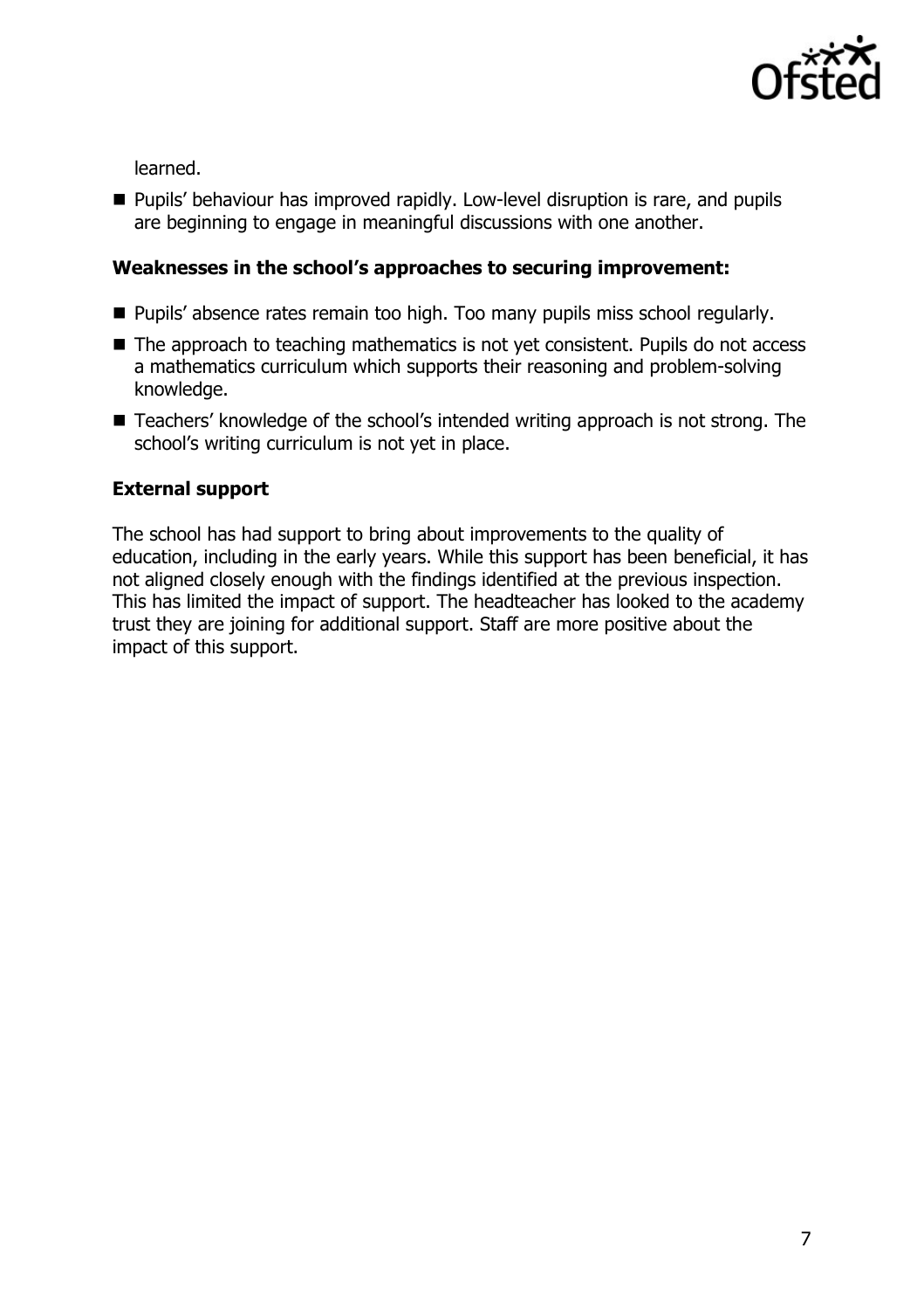learned.

- Pupils' behaviour has improved rapidly. Low-level disruption is rare, and pupils are beginning to engage in meaningful discussions with one another.

**Weaknesses in the school's approaches to securing improvement:**

- Pupils' absence rates remain too high. Too many pupils miss school regularly.
- The approach to teaching mathematics is not yet consistent. Pupils do not access a mathematics curriculum which supports their reasoning and problem-solving knowledge.
- Teachers' knowledge of the school's intended writing approach is not strong. The school's writing curriculum is not yet in place.

**External support**

The school has had support to bring about improvements to the quality of education, including in the early years. While this support has been beneficial, it has not aligned closely enough with the findings identified at the previous inspection. This has limited the impact of support. The headteacher has looked to the academy trust they are joining for additional support. Staff are more positive about the impact of this support.